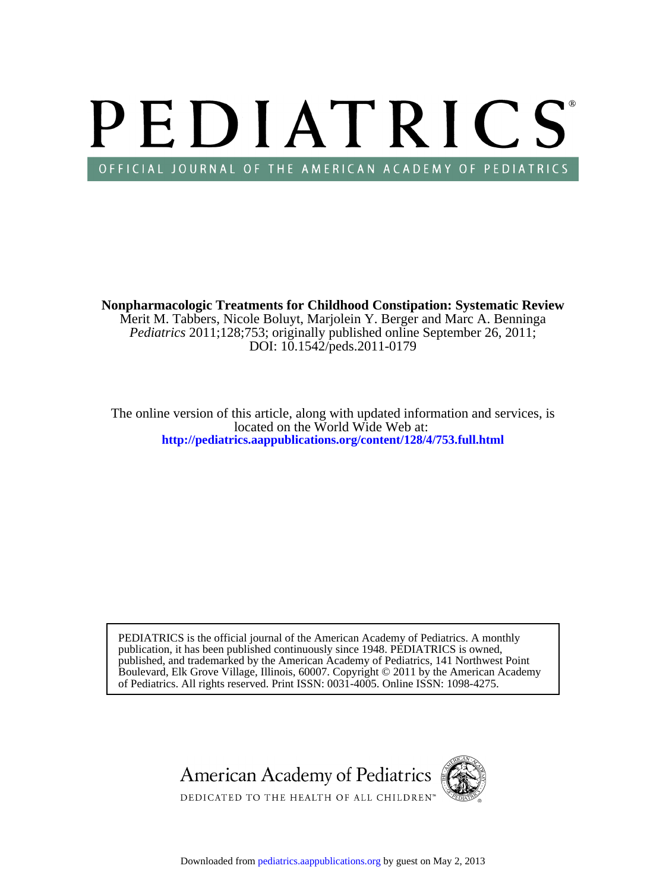# PEDIATRICS®

OFFICIAL JOURNAL OF THE AMERICAN ACADEMY OF PEDIATRICS

**Nonpharmacologic Treatments for Childhood Constipation: Systematic Review**

Merit M. Tabbers, Nicole Boluyt, Marjolein Y. Berger and Marc A. Benninga

*Pediatrics* 2011;128;753; originally published online September 26, 2011;

DOI: 10.1542/peds.2011-0179

The online version of this article, along with updated information and services, is located on the World Wide Web at:

**http://pediatrics.aappublications.org/content/128/4/753.full.html**

PEDIATRICS is the official journal of the American Academy of Pediatrics. A monthly publication, it has been published continuously since 1948. PEDIATRICS is owned, published, and trademarked by the American Academy of Pediatrics, 141 Northwest Point Boulevard, Elk Grove Village, Illinois, 60007. Copyright © 2011 by the American Academy of Pediatrics. All rights reserved. Print ISSN: 0031-4005. Online ISSN: 1098-4275.

American Academy of Pediatrics

DEDICATED TO THE HEALTH OF ALL CHILDREN™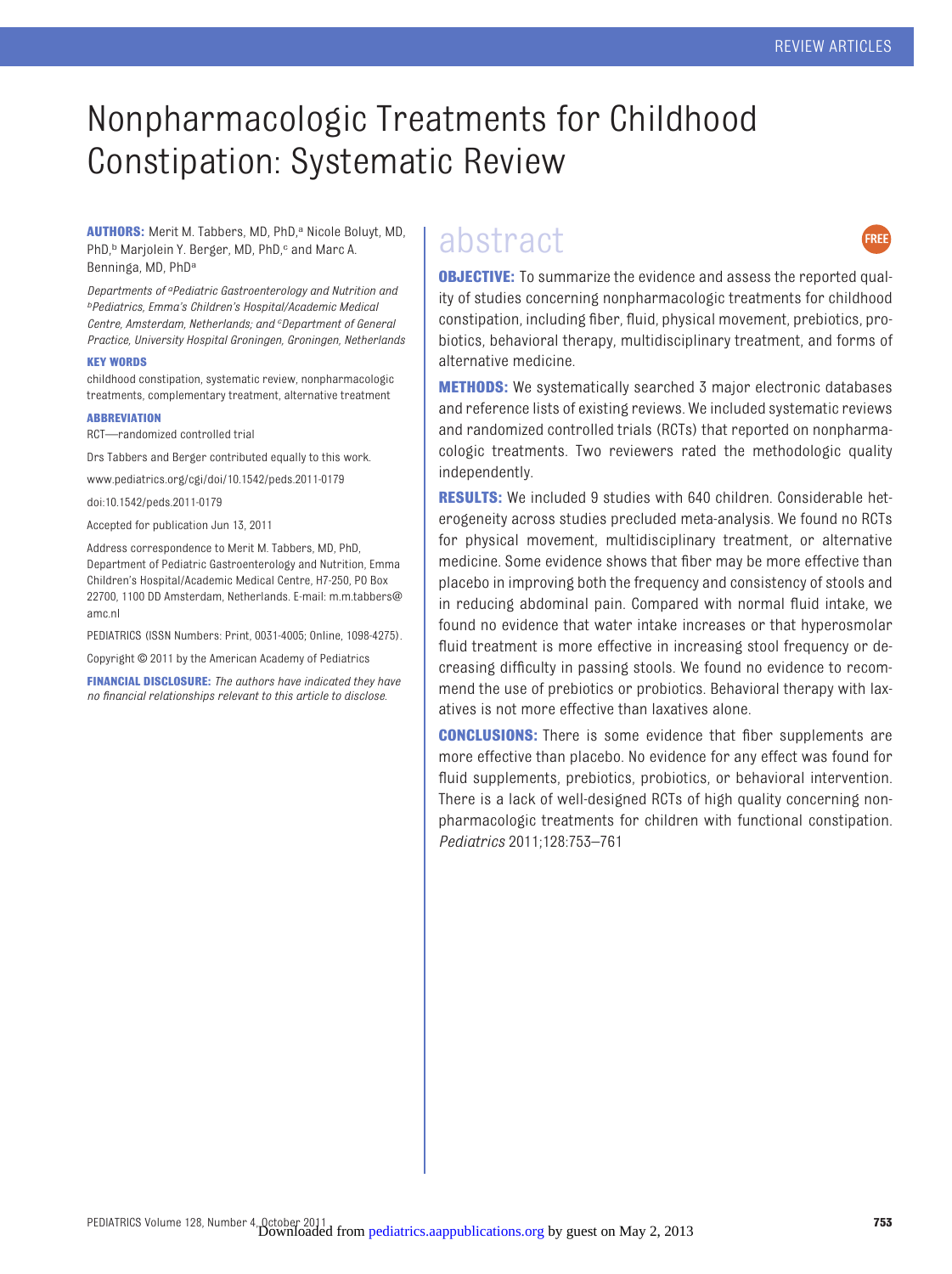# Nonpharmacologic Treatments for Childhood Constipation: Systematic Review

**AUTHORS:** Merit M. Tabbers, MD, PhD,[a] Nicole Boluyt, MD, PhD,[b] Marjolein Y. Berger, MD, PhD,[c] and Marc A. Benninga, MD, PhD[a]

*Departments of [a]Pediatric Gastroenterology and Nutrition and [b]Pediatrics, Emma's Children's Hospital/Academic Medical Centre, Amsterdam, Netherlands; and [c]Department of General Practice, University Hospital Groningen, Groningen, Netherlands*

**KEY WORDS**

childhood constipation, systematic review, nonpharmacologic treatments, complementary treatment, alternative treatment

**ABBREVIATION**

RCT—randomized controlled trial

Drs Tabbers and Berger contributed equally to this work.

www.pediatrics.org/cgi/doi/10.1542/peds.2011-0179

doi:10.1542/peds.2011-0179

Accepted for publication Jun 13, 2011

Address correspondence to Merit M. Tabbers, MD, PhD, Department of Pediatric Gastroenterology and Nutrition, Emma Children's Hospital/Academic Medical Centre, H7-250, PO Box 22700, 1100 DD Amsterdam, Netherlands. E-mail: m.m.tabbers@amc.nl

PEDIATRICS (ISSN Numbers: Print, 0031-4005; Online, 1098-4275).

Copyright © 2011 by the American Academy of Pediatrics

**FINANCIAL DISCLOSURE:** *The authors have indicated they have no financial relationships relevant to this article to disclose.*

## abstract

**OBJECTIVE:** To summarize the evidence and assess the reported quality of studies concerning nonpharmacologic treatments for childhood constipation, including fiber, fluid, physical movement, prebiotics, probiotics, behavioral therapy, multidisciplinary treatment, and forms of alternative medicine.

**METHODS:** We systematically searched 3 major electronic databases and reference lists of existing reviews. We included systematic reviews and randomized controlled trials (RCTs) that reported on nonpharmacologic treatments. Two reviewers rated the methodologic quality independently.

**RESULTS:** We included 9 studies with 640 children. Considerable heterogeneity across studies precluded meta-analysis. We found no RCTs for physical movement, multidisciplinary treatment, or alternative medicine. Some evidence shows that fiber may be more effective than placebo in improving both the frequency and consistency of stools and in reducing abdominal pain. Compared with normal fluid intake, we found no evidence that water intake increases or that hyperosmolar fluid treatment is more effective in increasing stool frequency or decreasing difficulty in passing stools. We found no evidence to recommend the use of prebiotics or probiotics. Behavioral therapy with laxatives is not more effective than laxatives alone.

**CONCLUSIONS:** There is some evidence that fiber supplements are more effective than placebo. No evidence for any effect was found for fluid supplements, prebiotics, probiotics, or behavioral intervention. There is a lack of well-designed RCTs of high quality concerning nonpharmacologic treatments for children with functional constipation. *Pediatrics* 2011;128:753–761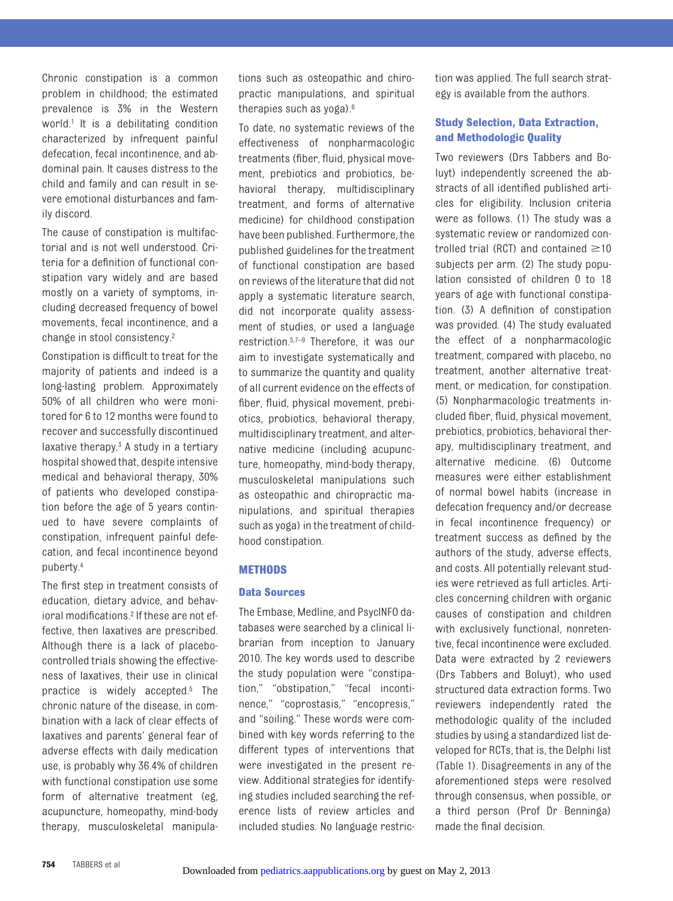Chronic constipation is a common problem in childhood; the estimated prevalence is 3% in the Western world.[1] It is a debilitating condition characterized by infrequent painful defecation, fecal incontinence, and abdominal pain. It causes distress to the child and family and can result in severe emotional disturbances and family discord.

The cause of constipation is multifactorial and is not well understood. Criteria for a definition of functional constipation vary widely and are based mostly on a variety of symptoms, including decreased frequency of bowel movements, fecal incontinence, and a change in stool consistency.[2]

Constipation is difficult to treat for the majority of patients and indeed is a long-lasting problem. Approximately 50% of all children who were monitored for 6 to 12 months were found to recover and successfully discontinued laxative therapy.[3] A study in a tertiary hospital showed that, despite intensive medical and behavioral therapy, 30% of patients who developed constipation before the age of 5 years continued to have severe complaints of constipation, infrequent painful defecation, and fecal incontinence beyond puberty.[4]

The first step in treatment consists of education, dietary advice, and behavioral modifications.[2] If these are not effective, then laxatives are prescribed. Although there is a lack of placebo-controlled trials showing the effectiveness of laxatives, their use in clinical practice is widely accepted.[5] The chronic nature of the disease, in combination with a lack of clear effects of laxatives and parents' general fear of adverse effects with daily medication use, is probably why 36.4% of children with functional constipation use some form of alternative treatment (eg, acupuncture, homeopathy, mind-body therapy, musculoskeletal manipulations such as osteopathic and chiropractic manipulations, and spiritual therapies such as yoga).[6]

To date, no systematic reviews of the effectiveness of nonpharmacologic treatments (fiber, fluid, physical movement, prebiotics and probiotics, behavioral therapy, multidisciplinary treatment, and forms of alternative medicine) for childhood constipation have been published. Furthermore, the published guidelines for the treatment of functional constipation are based on reviews of the literature that did not apply a systematic literature search, did not incorporate quality assessment of studies, or used a language restriction.[5,7–9] Therefore, it was our aim to investigate systematically and to summarize the quantity and quality of all current evidence on the effects of fiber, fluid, physical movement, prebiotics, probiotics, behavioral therapy, multidisciplinary treatment, and alternative medicine (including acupuncture, homeopathy, mind-body therapy, musculoskeletal manipulations such as osteopathic and chiropractic manipulations, and spiritual therapies such as yoga) in the treatment of childhood constipation.

## METHODS

### Data Sources

The Embase, Medline, and PsycINFO databases were searched by a clinical librarian from inception to January 2010. The key words used to describe the study population were "constipation," "obstipation," "fecal incontinence," "coprostasis," "encopresis," and "soiling." These words were combined with key words referring to the different types of interventions that were investigated in the present review. Additional strategies for identifying studies included searching the reference lists of review articles and included studies. No language restriction was applied. The full search strategy is available from the authors.

### Study Selection, Data Extraction, and Methodologic Quality

Two reviewers (Drs Tabbers and Boluyt) independently screened the abstracts of all identified published articles for eligibility. Inclusion criteria were as follows. (1) The study was a systematic review or randomized controlled trial (RCT) and contained ≥10 subjects per arm. (2) The study population consisted of children 0 to 18 years of age with functional constipation. (3) A definition of constipation was provided. (4) The study evaluated the effect of a nonpharmacologic treatment, compared with placebo, no treatment, another alternative treatment, or medication, for constipation. (5) Nonpharmacologic treatments included fiber, fluid, physical movement, prebiotics, probiotics, behavioral therapy, multidisciplinary treatment, and alternative medicine. (6) Outcome measures were either establishment of normal bowel habits (increase in defecation frequency and/or decrease in fecal incontinence frequency) or treatment success as defined by the authors of the study, adverse effects, and costs. All potentially relevant studies were retrieved as full articles. Articles concerning children with organic causes of constipation and children with exclusively functional, nonretentive, fecal incontinence were excluded. Data were extracted by 2 reviewers (Drs Tabbers and Boluyt), who used structured data extraction forms. Two reviewers independently rated the methodologic quality of the included studies by using a standardized list developed for RCTs, that is, the Delphi list (Table 1). Disagreements in any of the aforementioned steps were resolved through consensus, when possible, or a third person (Prof Dr Benninga) made the final decision.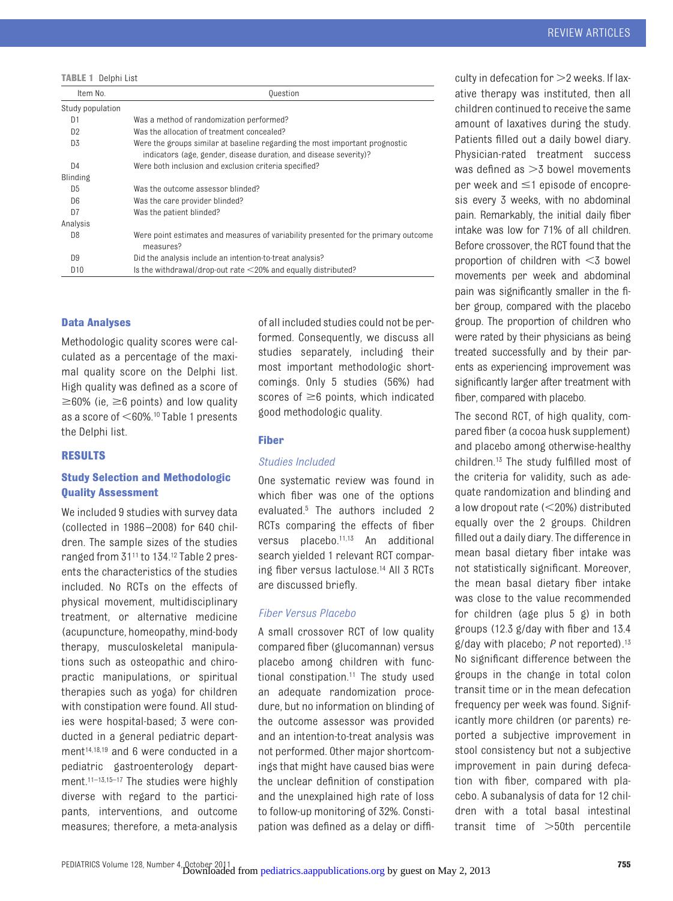**TABLE 1** Delphi List

| Item No. | Question |
|---|---|
| Study population | |
| D1 | Was a method of randomization performed? |
| D2 | Was the allocation of treatment concealed? |
| D3 | Were the groups similar at baseline regarding the most important prognostic indicators (age, gender, disease duration, and disease severity)? |
| D4 | Were both inclusion and exclusion criteria specified? |
| Blinding | |
| D5 | Was the outcome assessor blinded? |
| D6 | Was the care provider blinded? |
| D7 | Was the patient blinded? |
| Analysis | |
| D8 | Were point estimates and measures of variability presented for the primary outcome measures? |
| D9 | Did the analysis include an intention-to-treat analysis? |
| D10 | Is the withdrawal/drop-out rate <20% and equally distributed? |

### Data Analyses

Methodologic quality scores were calculated as a percentage of the maximal quality score on the Delphi list. High quality was defined as a score of ≥60% (ie, ≥6 points) and low quality as a score of <60%.[10] Table 1 presents the Delphi list.

## RESULTS

### Study Selection and Methodologic Quality Assessment

We included 9 studies with survey data (collected in 1986–2008) for 640 children. The sample sizes of the studies ranged from 31[11] to 134.[12] Table 2 presents the characteristics of the studies included. No RCTs on the effects of physical movement, multidisciplinary treatment, or alternative medicine (acupuncture, homeopathy, mind-body therapy, musculoskeletal manipulations such as osteopathic and chiropractic manipulations, or spiritual therapies such as yoga) for children with constipation were found. All studies were hospital-based; 3 were conducted in a general pediatric department[14,18,19] and 6 were conducted in a pediatric gastroenterology department.[11–13,15–17] The studies were highly diverse with regard to the participants, interventions, and outcome measures; therefore, a meta-analysis of all included studies could not be performed. Consequently, we discuss all studies separately, including their most important methodologic shortcomings. Only 5 studies (56%) had scores of ≥6 points, which indicated good methodologic quality.

### Fiber

#### *Studies Included*

One systematic review was found in which fiber was one of the options evaluated.[5] The authors included 2 RCTs comparing the effects of fiber versus placebo.[11,13] An additional search yielded 1 relevant RCT comparing fiber versus lactulose.[14] All 3 RCTs are discussed briefly.

#### *Fiber Versus Placebo*

A small crossover RCT of low quality compared fiber (glucomannan) versus placebo among children with functional constipation.[11] The study used an adequate randomization procedure, but no information on blinding of the outcome assessor was provided and an intention-to-treat analysis was not performed. Other major shortcomings that might have caused bias were the unclear definition of constipation and the unexplained high rate of loss to follow-up monitoring of 32%. Constipation was defined as a delay or difficulty in defecation for >2 weeks. If laxative therapy was instituted, then all children continued to receive the same amount of laxatives during the study. Patients filled out a daily bowel diary. Physician-rated treatment success was defined as >3 bowel movements per week and ≤1 episode of encopresis every 3 weeks, with no abdominal pain. Remarkably, the initial daily fiber intake was low for 71% of all children. Before crossover, the RCT found that the proportion of children with <3 bowel movements per week and abdominal pain was significantly smaller in the fiber group, compared with the placebo group. The proportion of children who were rated by their physicians as being treated successfully and by their parents as experiencing improvement was significantly larger after treatment with fiber, compared with placebo.

The second RCT, of high quality, compared fiber (a cocoa husk supplement) and placebo among otherwise-healthy children.[13] The study fulfilled most of the criteria for validity, such as adequate randomization and blinding and a low dropout rate (<20%) distributed equally over the 2 groups. Children filled out a daily diary. The difference in mean basal dietary fiber intake was not statistically significant. Moreover, the mean basal dietary fiber intake was close to the value recommended for children (age plus 5 g) in both groups (12.3 g/day with fiber and 13.4 g/day with placebo; *P* not reported).[13] No significant difference between the groups in the change in total colon transit time or in the mean defecation frequency per week was found. Significantly more children (or parents) reported a subjective improvement in stool consistency but not a subjective improvement in pain during defecation with fiber, compared with placebo. A subanalysis of data for 12 children with a total basal intestinal transit time of >50th percentile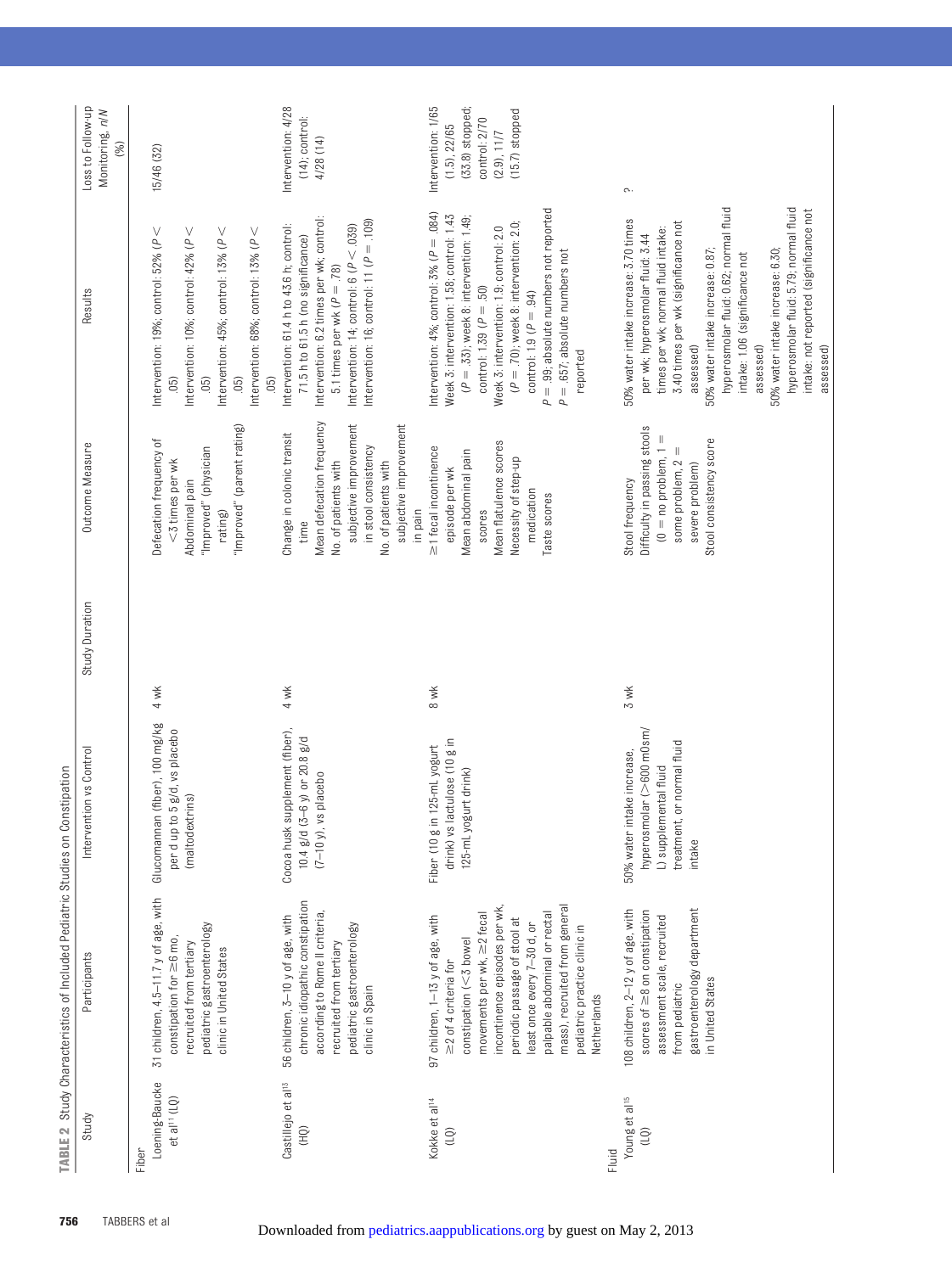**TABLE 2** Study Characteristics of Included Pediatric Studies on Constipation

| Study | Participants | Intervention vs Control | Study Duration | Outcome Measure | Results | Loss to Follow-up Monitoring, n/N (%) |
|---|---|---|---|---|---|---|
| Fiber | | | | | | |
| Loening-Baucke et al[11] (LQ) | 31 children, 4.5–11.7 y of age, with constipation for ≥6 mo, recruited from tertiary pediatric gastroenterology clinic in United States | Glucomannan (fiber), 100 mg/kg per d up to 5 g/d, vs placebo (maltodextrins) | 4 wk | Defecation frequency of <3 times per wk<br>Abdominal pain<br>"Improved" (physician rating)<br>"Improved" (parent rating) | Intervention: 19%; control: 52% ($P <$ .05)<br>Intervention: 10%; control: 42% ($P <$ .05)<br>Intervention: 45%; control: 13% ($P <$ .05)<br>Intervention: 68%; control: 13% ($P <$ .05) | 15/46 (32) |
| Castillejo et al[13] (HQ) | 56 children, 3–10 y of age, with chronic idiopathic constipation according to Rome II criteria, recruited from tertiary pediatric gastroenterology clinic in Spain | Cocoa husk supplement (fiber), 10.4 g/d (3–6 y) or 20.8 g/d (7–10 y), vs placebo | 4 wk | Change in colonic transit time<br>Mean defecation frequency<br>No. of patients with subjective improvement in stool consistency<br>No. of patients with subjective improvement in pain | Intervention: 61.4 h to 43.6 h; control: 71.5 h to 61.5 h (no significance)<br>Intervention: 6.2 times per wk; control: 5.1 times per wk ($P = .78$)<br>Intervention: 14; control: 6 ($P < .039$)<br>Intervention: 16; control: 11 ($P = .109$) | Intervention: 4/28 (14); control: 4/28 (14) |
| Kokke et al[14] (LQ) | 97 children, 1–13 y of age, with ≥2 of 4 criteria for constipation (<3 bowel movements per wk, ≥2 fecal incontinence episodes per wk, periodic passage of stool at least once every 7–30 d, or palpable abdominal or rectal mass), recruited from general pediatric practice clinic in Netherlands | Fiber (10 g in 125-mL yogurt drink) vs lactulose (10 g in 125-mL yogurt drink) | 8 wk | ≥1 fecal incontinence episode per wk<br>Mean abdominal pain scores<br>Mean flatulence scores<br>Necessity of step-up medication<br>Taste scores | Intervention: 4%; control: 3% ($P = .084$)<br>Week 3: intervention: 1.58; control: 1.43 ($P = .33$); week 8: intervention: 1.49; control: 1.39 ($P = .50$)<br>Week 3: intervention: 1.9; control: 2.0 ($P = .70$); week 8: intervention: 2.0; control: 1.9 ($P = .94$)<br>$P = .99$; absolute numbers not reported<br>$P = .657$; absolute numbers not reported | Intervention: 1/65 (1.5), 22/65 (33.8) stopped; control: 2/70 (2.9), 11/7 (15.7) stopped |
| Fluid | | | | | | |
| Young et al[15] (LQ) | 108 children, 2–12 y of age, with scores of ≥8 on constipation assessment scale, recruited from pediatric gastroenterology department in United States | 50% water intake increase, hyperosmolar (>600 mOsm/L) supplemental fluid treatment, or normal fluid intake | 3 wk | Stool frequency<br>Difficulty in passing stools (0 = no problem, 1 = some problem, 2 = severe problem)<br>Stool consistency score | 50% water intake increase: 3.70 times per wk; hyperosmolar fluid: 3.44 times per wk; normal fluid intake: 3.40 times per wk (significance not assessed)<br>50% water intake increase: 0.87; hyperosmolar fluid: 0.62; normal fluid intake: 1.06 (significance not assessed)<br>50% water intake increase: 6.30; hyperosmolar fluid: 5.79; normal fluid intake: not reported (significance not assessed) | ? |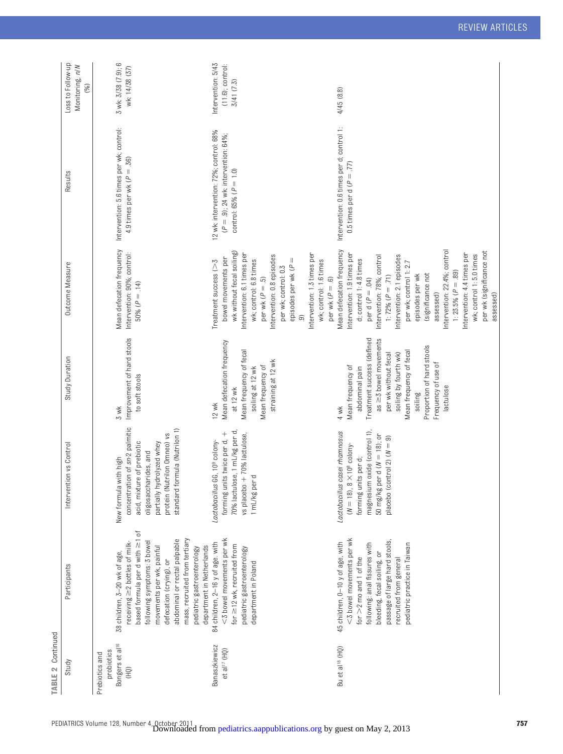**TABLE 2** Continued

| Study | Participants | Intervention vs Control | Study Duration | Outcome Measure | Results | Loss to Follow-up Monitoring, n/N (%) |
|---|---|---|---|---|---|---|
| Prebiotics and probiotics | | | | | | |
| Bongers et al[16] (HQ) | 38 children, 3–20 wk of age, receiving ≥2 bottles of milk-based formula per d with ≥1 of following symptoms: 3 bowel movements per wk, painful defecation (crying), or abdominal or rectal palpable mass, recruited from tertiary pediatric gastroenterology department in Netherlands | New formula with high concentration of *sn*-2 palmitic acid, mixture of prebiotic oligosaccharides, and partially hydrolyzed whey protein (Nutrilon Omneo) vs standard formula (Nutrilon 1) | 3 wk | Improvement of hard stools to soft stools<br>Mean defecation frequency | Intervention: 90%; control: 50% ($P = .14$)<br>Intervention: 5.6 times per wk; control: 4.9 times per wk ($P = .36$) | 3 wk: 3/38 (7.9); 6 wk: 14/38 (37) |
| Banaszkiewicz et al[17] (HQ) | 84 children, 2–16 y of age, with <3 bowel movements per wk for ≥12 wk, recruited from pediatric gastroenterology department in Poland | *Lactobacillus* GG, $10^9$ colony-forming units twice per d, + 70% lactulose, 1 mL/kg per d, vs placebo + 70% lactulose, 1 mL/kg per d | 12 wk | Treatment success (>3 bowel movements per wk without fecal soiling) at 12 wk<br>Mean defecation frequency at 12 wk<br>Mean frequency of fecal soiling at 12 wk<br>Mean frequency of straining at 12 wk | 12 wk: intervention: 72%; control: 68% ($P = .9$); 24 wk: intervention: 64%; control: 65% ($P = 1.0$)<br>Intervention: 6.1 times per wk; control: 6.8 times per wk ($P = .5$)<br>Intervention: 0.8 episodes per wk; control: 0.3 episodes per wk ($P = .9$)<br>Intervention: 1.3 times per wk; control: 1.6 times per wk ($P = .6$) | Intervention: 5/43 (11.6); control: 3/41 (7.3) |
| Bu et al[18] (HQ) | 45 children, 0–10 y of age, with <3 bowel movements per wk for >2 mo and 1 of the following: anal fissures with bleeding, fecal soiling, or passage of large hard stools, recruited from general pediatric practice in Taiwan | *Lactobacillus casei rhamnosus* ($N = 18$), $8 \times 10^8$ colony-forming units per d; magnesium oxide (control 1), 50 mg/kg per d ($N = 18$); or placebo (control 2) ($N = 9$) | 4 wk | Mean frequency of abdominal pain<br>Mean defecation frequency<br>Treatment success (defined as ≥3 bowel movements per wk without fecal soiling by fourth wk)<br>Mean frequency of fecal soiling<br>Proportion of hard stools<br>Frequency of use of lactulose | Intervention: 0.6 times per d; control 1: 0.5 times per d ($P = .77$)<br>Intervention: 1.9 times per d; control 1: 4.8 times per d ($P = .04$)<br>Intervention: 78%, control 1: 72% ($P = .71$)<br>Intervention: 2.1 episodes per wk; control 1: 2.7 episodes per wk (significance not assessed)<br>Intervention: 22.4%; control 1: 23.5% ($P = .89$)<br>Intervention: 4.4 times per wk; control 1: 5.0 times per wk (significance not assessed) | 4/45 (8.8) |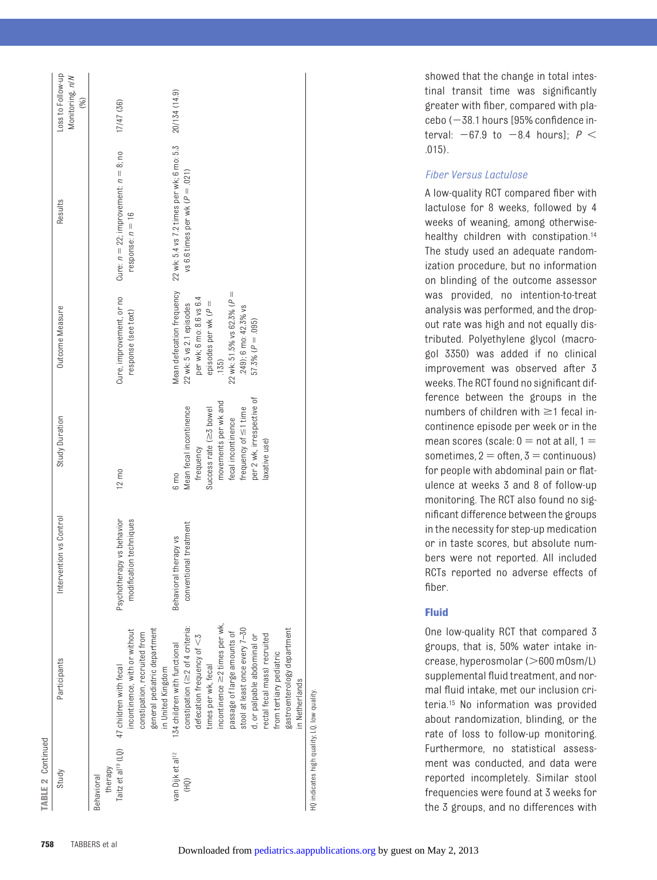**TABLE 2** Continued

| Study | Participants | Intervention vs Control | Study Duration | Outcome Measure | Results | Loss to Follow-up Monitoring, *n/N* (%) |
|---|---|---|---|---|---|---|
| Behavioral therapy | | | | | | |
| Taitz et al[13] (LQ) | 47 children with fecal incontinence, with or without constipation, recruited from general pediatric department in United Kingdom | Psychotherapy vs behavior modification techniques | 12 mo | Cure, improvement, or no response (see text) | Cure: $n = 22$; improvement: $n = 8$; no response: $n = 16$ | 17/47 (36) |
| van Dijk et al[12] (HQ) | 134 children with functional constipation (≥2 of 4 criteria: defecation frequency of <3 times per wk, fecal incontinence ≥2 times per wk, passage of large amounts of stool at least once every 7–30 d, or palpable abdominal or rectal fecal mass) recruited from tertiary pediatric gastroenterology department in Netherlands | Behavioral therapy vs conventional treatment | 6 mo<br>Mean fecal incontinence frequency<br>Success rate (≥3 bowel movements per wk and fecal incontinence frequency of ≤1 time per 2 wk, irrespective of laxative use) | Mean defecation frequency 22 wk: 5 vs 2.1 episodes per wk; 6 mo: 8.6 vs 6.4 episodes per wk ($P = .135$)<br>22 wk: 51.5% vs 62.3% ($P = .249$); 6 mo: 42.3% vs 57.3% ($P = .095$) | 22 wk: 5.4 vs 7.2 times per wk; 6 mo: 5.3 vs 6.6 times per wk ($P = .021$) | 20/134 (14.9) |

HQ indicates high quality; LQ, low quality.

showed that the change in total intestinal transit time was significantly greater with fiber, compared with placebo (−38.1 hours [95% confidence interval: −67.9 to −8.4 hours]; $P < .015$).

### Fiber Versus Lactulose

A low-quality RCT compared fiber with lactulose for 8 weeks, followed by 4 weeks of weaning, among otherwise-healthy children with constipation.[14] The study used an adequate randomization procedure, but no information on blinding of the outcome assessor was provided, no intention-to-treat analysis was performed, and the dropout rate was high and not equally distributed. Polyethylene glycol (macrogol 3350) was added if no clinical improvement was observed after 3 weeks. The RCT found no significant difference between the groups in the numbers of children with ≥1 fecal incontinence episode per week or in the mean scores (scale: 0 = not at all, 1 = sometimes, 2 = often, 3 = continuous) for people with abdominal pain or flatulence at weeks 3 and 8 of follow-up monitoring. The RCT also found no significant difference between the groups in the necessity for step-up medication or in taste scores, but absolute numbers were not reported. All included RCTs reported no adverse effects of fiber.

## Fluid

One low-quality RCT that compared 3 groups, that is, 50% water intake increase, hyperosmolar (>600 mOsm/L) supplemental fluid treatment, and normal fluid intake, met our inclusion criteria.[15] No information was provided about randomization, blinding, or the rate of loss to follow-up monitoring. Furthermore, no statistical assessment was conducted, and data were reported incompletely. Similar stool frequencies were found at 3 weeks for the 3 groups, and no differences with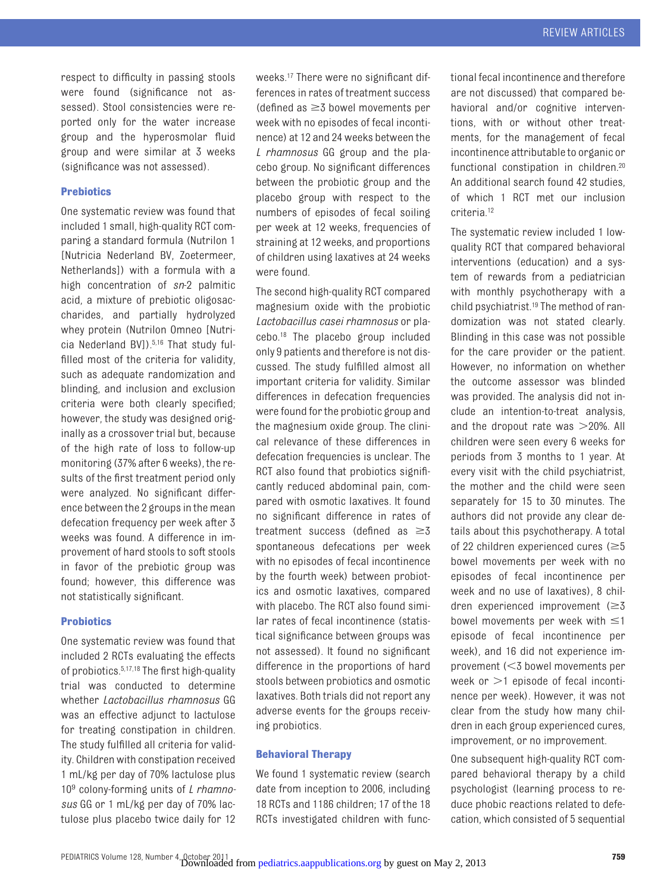respect to difficulty in passing stools were found (significance not assessed). Stool consistencies were reported only for the water increase group and the hyperosmolar fluid group and were similar at 3 weeks (significance was not assessed).

### Prebiotics

One systematic review was found that included 1 small, high-quality RCT comparing a standard formula (Nutrilon 1 [Nutricia Nederland BV, Zoetermeer, Netherlands]) with a formula with a high concentration of *sn*-2 palmitic acid, a mixture of prebiotic oligosaccharides, and partially hydrolyzed whey protein (Nutrilon Omneo [Nutricia Nederland BV]).[5,16] That study fulfilled most of the criteria for validity, such as adequate randomization and blinding, and inclusion and exclusion criteria were both clearly specified; however, the study was designed originally as a crossover trial but, because of the high rate of loss to follow-up monitoring (37% after 6 weeks), the results of the first treatment period only were analyzed. No significant difference between the 2 groups in the mean defecation frequency per week after 3 weeks was found. A difference in improvement of hard stools to soft stools in favor of the prebiotic group was found; however, this difference was not statistically significant.

### Probiotics

One systematic review was found that included 2 RCTs evaluating the effects of probiotics.[5,17,18] The first high-quality trial was conducted to determine whether *Lactobacillus rhamnosus* GG was an effective adjunct to lactulose for treating constipation in children. The study fulfilled all criteria for validity. Children with constipation received 1 mL/kg per day of 70% lactulose plus $10^9$ colony-forming units of *L rhamnosus* GG or 1 mL/kg per day of 70% lactulose plus placebo twice daily for 12 weeks.[17] There were no significant differences in rates of treatment success (defined as ≥3 bowel movements per week with no episodes of fecal incontinence) at 12 and 24 weeks between the *L rhamnosus* GG group and the placebo group. No significant differences between the probiotic group and the placebo group with respect to the numbers of episodes of fecal soiling per week at 12 weeks, frequencies of straining at 12 weeks, and proportions of children using laxatives at 24 weeks were found.

The second high-quality RCT compared magnesium oxide with the probiotic *Lactobacillus casei rhamnosus* or placebo.[18] The placebo group included only 9 patients and therefore is not discussed. The study fulfilled almost all important criteria for validity. Similar differences in defecation frequencies were found for the probiotic group and the magnesium oxide group. The clinical relevance of these differences in defecation frequencies is unclear. The RCT also found that probiotics significantly reduced abdominal pain, compared with osmotic laxatives. It found no significant difference in rates of treatment success (defined as ≥3 spontaneous defecations per week with no episodes of fecal incontinence by the fourth week) between probiotics and osmotic laxatives, compared with placebo. The RCT also found similar rates of fecal incontinence (statistical significance between groups was not assessed). It found no significant difference in the proportions of hard stools between probiotics and osmotic laxatives. Both trials did not report any adverse events for the groups receiving probiotics.

### Behavioral Therapy

We found 1 systematic review (search date from inception to 2006, including 18 RCTs and 1186 children; 17 of the 18 RCTs investigated children with functional fecal incontinence and therefore are not discussed) that compared behavioral and/or cognitive interventions, with or without other treatments, for the management of fecal incontinence attributable to organic or functional constipation in children.[20] An additional search found 42 studies, of which 1 RCT met our inclusion criteria.[12]

The systematic review included 1 low-quality RCT that compared behavioral interventions (education) and a system of rewards from a pediatrician with monthly psychotherapy with a child psychiatrist.[19] The method of randomization was not stated clearly. Blinding in this case was not possible for the care provider or the patient. However, no information on whether the outcome assessor was blinded was provided. The analysis did not include an intention-to-treat analysis, and the dropout rate was >20%. All children were seen every 6 weeks for periods from 3 months to 1 year. At every visit with the child psychiatrist, the mother and the child were seen separately for 15 to 30 minutes. The authors did not provide any clear details about this psychotherapy. A total of 22 children experienced cures (≥5 bowel movements per week with no episodes of fecal incontinence per week and no use of laxatives), 8 children experienced improvement (≥3 bowel movements per week with ≤1 episode of fecal incontinence per week), and 16 did not experience improvement (<3 bowel movements per week or >1 episode of fecal incontinence per week). However, it was not clear from the study how many children in each group experienced cures, improvement, or no improvement.

One subsequent high-quality RCT compared behavioral therapy by a child psychologist (learning process to reduce phobic reactions related to defecation, which consisted of 5 sequential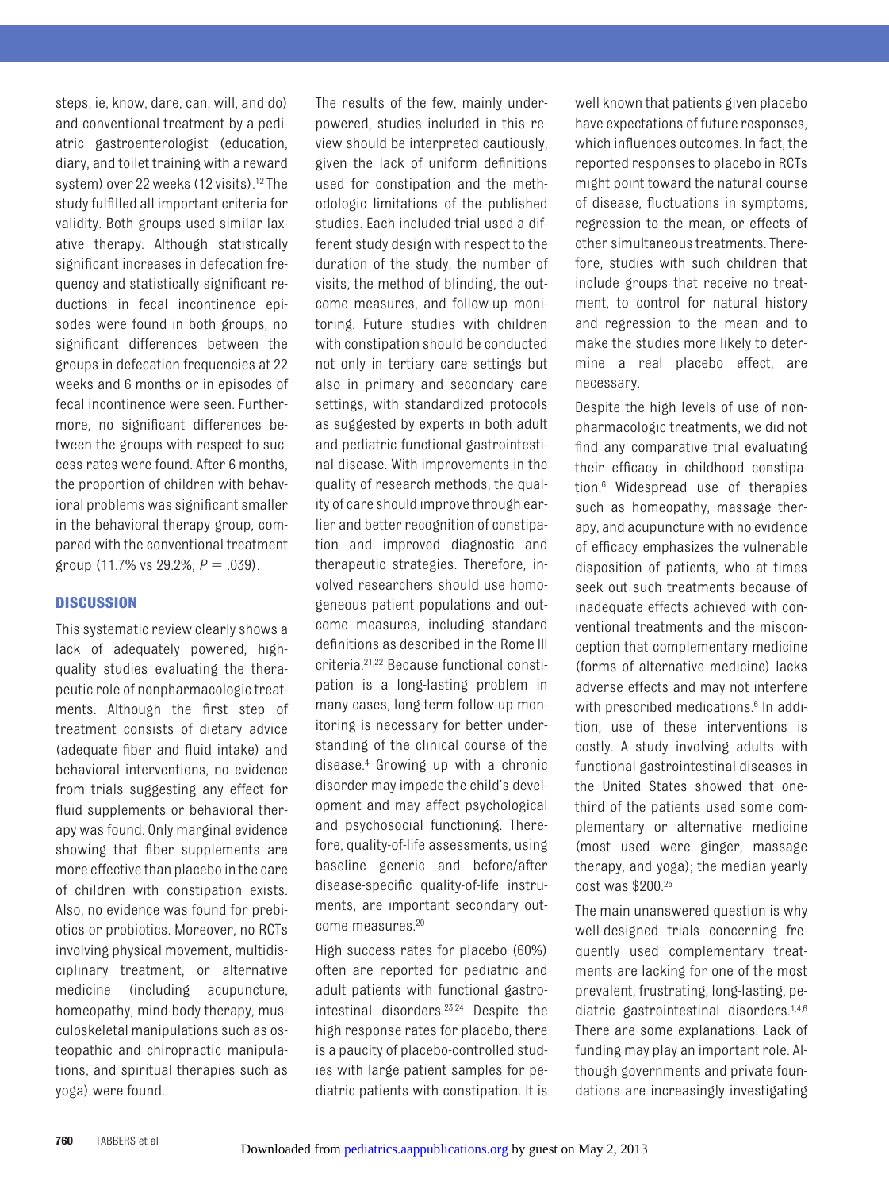steps, ie, know, dare, can, will, and do) and conventional treatment by a pediatric gastroenterologist (education, diary, and toilet training with a reward system) over 22 weeks (12 visits).[12] The study fulfilled all important criteria for validity. Both groups used similar laxative therapy. Although statistically significant increases in defecation frequency and statistically significant reductions in fecal incontinence episodes were found in both groups, no significant differences between the groups in defecation frequencies at 22 weeks and 6 months or in episodes of fecal incontinence were seen. Furthermore, no significant differences between the groups with respect to success rates were found. After 6 months, the proportion of children with behavioral problems was significant smaller in the behavioral therapy group, compared with the conventional treatment group (11.7% vs 29.2%; $P = .039$).

## DISCUSSION

This systematic review clearly shows a lack of adequately powered, high-quality studies evaluating the therapeutic role of nonpharmacologic treatments. Although the first step of treatment consists of dietary advice (adequate fiber and fluid intake) and behavioral interventions, no evidence from trials suggesting any effect for fluid supplements or behavioral therapy was found. Only marginal evidence showing that fiber supplements are more effective than placebo in the care of children with constipation exists. Also, no evidence was found for prebiotics or probiotics. Moreover, no RCTs involving physical movement, multidisciplinary treatment, or alternative medicine (including acupuncture, homeopathy, mind-body therapy, musculoskeletal manipulations such as osteopathic and chiropractic manipulations, and spiritual therapies such as yoga) were found.

The results of the few, mainly underpowered, studies included in this review should be interpreted cautiously, given the lack of uniform definitions used for constipation and the methodologic limitations of the published studies. Each included trial used a different study design with respect to the duration of the study, the number of visits, the method of blinding, the outcome measures, and follow-up monitoring. Future studies with children with constipation should be conducted not only in tertiary care settings but also in primary and secondary care settings, with standardized protocols as suggested by experts in both adult and pediatric functional gastrointestinal disease. With improvements in the quality of research methods, the quality of care should improve through earlier and better recognition of constipation and improved diagnostic and therapeutic strategies. Therefore, involved researchers should use homogeneous patient populations and outcome measures, including standard definitions as described in the Rome III criteria.[21,22] Because functional constipation is a long-lasting problem in many cases, long-term follow-up monitoring is necessary for better understanding of the clinical course of the disease.[4] Growing up with a chronic disorder may impede the child's development and may affect psychological and psychosocial functioning. Therefore, quality-of-life assessments, using baseline generic and before/after disease-specific quality-of-life instruments, are important secondary outcome measures.[20]

High success rates for placebo (60%) often are reported for pediatric and adult patients with functional gastrointestinal disorders.[23,24] Despite the high response rates for placebo, there is a paucity of placebo-controlled studies with large patient samples for pediatric patients with constipation. It is well known that patients given placebo have expectations of future responses, which influences outcomes. In fact, the reported responses to placebo in RCTs might point toward the natural course of disease, fluctuations in symptoms, regression to the mean, or effects of other simultaneous treatments. Therefore, studies with such children that include groups that receive no treatment, to control for natural history and regression to the mean and to make the studies more likely to determine a real placebo effect, are necessary.

Despite the high levels of use of nonpharmacologic treatments, we did not find any comparative trial evaluating their efficacy in childhood constipation.[6] Widespread use of therapies such as homeopathy, massage therapy, and acupuncture with no evidence of efficacy emphasizes the vulnerable disposition of patients, who at times seek out such treatments because of inadequate effects achieved with conventional treatments and the misconception that complementary medicine (forms of alternative medicine) lacks adverse effects and may not interfere with prescribed medications.[6] In addition, use of these interventions is costly. A study involving adults with functional gastrointestinal diseases in the United States showed that one-third of the patients used some complementary or alternative medicine (most used were ginger, massage therapy, and yoga); the median yearly cost was $200.[25]

The main unanswered question is why well-designed trials concerning frequently used complementary treatments are lacking for one of the most prevalent, frustrating, long-lasting, pediatric gastrointestinal disorders.[1,4,6] There are some explanations. Lack of funding may play an important role. Although governments and private foundations are increasingly investigating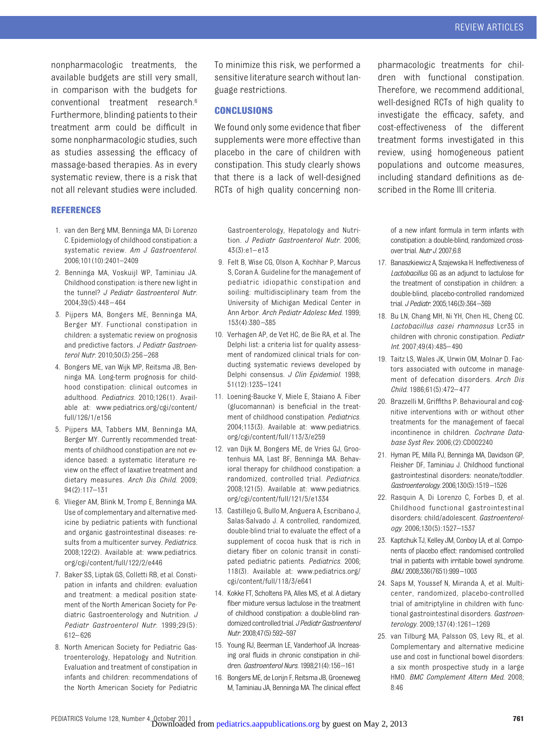nonpharmacologic treatments, the available budgets are still very small, in comparison with the budgets for conventional treatment research.[6] Furthermore, blinding patients to their treatment arm could be difficult in some nonpharmacologic studies, such as studies assessing the efficacy of massage-based therapies. As in every systematic review, there is a risk that not all relevant studies were included. To minimize this risk, we performed a sensitive literature search without language restrictions.

## CONCLUSIONS

We found only some evidence that fiber supplements were more effective than placebo in the care of children with constipation. This study clearly shows that there is a lack of well-designed RCTs of high quality concerning nonpharmacologic treatments for children with functional constipation. Therefore, we recommend additional, well-designed RCTs of high quality to investigate the efficacy, safety, and cost-effectiveness of the different treatment forms investigated in this review, using homogeneous patient populations and outcome measures, including standard definitions as described in the Rome III criteria.

## REFERENCES

1. van den Berg MM, Benninga MA, Di Lorenzo C. Epidemiology of childhood constipation: a systematic review. *Am J Gastroenterol.* 2006;101(10):2401–2409
2. Benninga MA, Voskuijl WP, Taminiau JA. Childhood constipation: is there new light in the tunnel? *J Pediatr Gastroenterol Nutr.* 2004;39(5):448–464
3. Pijpers MA, Bongers ME, Benninga MA, Berger MY. Functional constipation in children: a systematic review on prognosis and predictive factors. *J Pediatr Gastroenterol Nutr.* 2010;50(3):256–268
4. Bongers ME, van Wijk MP, Reitsma JB, Benninga MA. Long-term prognosis for childhood constipation: clinical outcomes in adulthood. *Pediatrics.* 2010;126(1). Available at: www.pediatrics.org/cgi/content/full/126/1/e156
5. Pijpers MA, Tabbers MM, Benninga MA, Berger MY. Currently recommended treatments of childhood constipation are not evidence based: a systematic literature review on the effect of laxative treatment and dietary measures. *Arch Dis Child.* 2009;94(2):117–131
6. Vlieger AM, Blink M, Tromp E, Benninga MA. Use of complementary and alternative medicine by pediatric patients with functional and organic gastrointestinal diseases: results from a multicenter survey. *Pediatrics.* 2008;122(2). Available at: www.pediatrics.org/cgi/content/full/122/2/e446
7. Baker SS, Liptak GS, Colletti RB, et al. Constipation in infants and children: evaluation and treatment: a medical position statement of the North American Society for Pediatric Gastroenterology and Nutrition. *J Pediatr Gastroenterol Nutr.* 1999;29(5):612–626
8. North American Society for Pediatric Gastroenterology, Hepatology and Nutrition. Evaluation and treatment of constipation in infants and children: recommendations of the North American Society for Pediatric Gastroenterology, Hepatology and Nutrition. *J Pediatr Gastroenterol Nutr.* 2006;43(3):e1–e13
9. Felt B, Wise CG, Olson A, Kochhar P, Marcus S, Coran A. Guideline for the management of pediatric idiopathic constipation and soiling: multidisciplinary team from the University of Michigan Medical Center in Ann Arbor. *Arch Pediatr Adolesc Med.* 1999;153(4):380–385
10. Verhagen AP, de Vet HC, de Bie RA, et al. The Delphi list: a criteria list for quality assessment of randomized clinical trials for conducting systematic reviews developed by Delphi consensus. *J Clin Epidemiol.* 1998;51(12):1235–1241
11. Loening-Baucke V, Miele E, Staiano A. Fiber (glucomannan) is beneficial in the treatment of childhood constipation. *Pediatrics.* 2004;113(3). Available at: www.pediatrics.org/cgi/content/full/113/3/e259
12. van Dijk M, Bongers ME, de Vries GJ, Grootenhuis MA, Last BF, Benninga MA. Behavioral therapy for childhood constipation: a randomized, controlled trial. *Pediatrics.* 2008;121(5). Available at: www.pediatrics.org/cgi/content/full/121/5/e1334
13. Castillejo G, Bullo M, Anguera A, Escribano J, Salas-Salvado J. A controlled, randomized, double-blind trial to evaluate the effect of a supplement of cocoa husk that is rich in dietary fiber on colonic transit in constipated pediatric patients. *Pediatrics.* 2006;118(3). Available at: www.pediatrics.org/cgi/content/full/118/3/e641
14. Kokke FT, Scholtens PA, Alles MS, et al. A dietary fiber mixture versus lactulose in the treatment of childhood constipation: a double-blind randomized controlled trial. *J Pediatr Gastroenterol Nutr.* 2008;47(5):592–597
15. Young RJ, Beerman LE, Vanderhoof JA. Increasing oral fluids in chronic constipation in children. *Gastroenterol Nurs.* 1998;21(4):156–161
16. Bongers ME, de Lorijn F, Reitsma JB, Groeneweg M, Taminiau JA, Benninga MA. The clinical effect of a new infant formula in term infants with constipation: a double-blind, randomized crossover trial. *Nutr J.* 2007;6:8
17. Banaszkiewicz A, Szajewska H. Ineffectiveness of *Lactobacillus* GG as an adjunct to lactulose for the treatment of constipation in children: a double-blind, placebo-controlled randomized trial. *J Pediatr.* 2005;146(3):364–369
18. Bu LN, Chang MH, Ni YH, Chen HL, Cheng CC. *Lactobacillus casei rhamnosus* Lcr35 in children with chronic constipation. *Pediatr Int.* 2007;49(4):485–490
19. Taitz LS, Wales JK, Urwin OM, Molnar D. Factors associated with outcome in management of defecation disorders. *Arch Dis Child.* 1986;61(5):472–477
20. Brazzelli M, Griffiths P. Behavioural and cognitive interventions with or without other treatments for the management of faecal incontinence in children. *Cochrane Database Syst Rev.* 2006;(2):CD002240
21. Hyman PE, Milla PJ, Benninga MA, Davidson GP, Fleisher DF, Taminiau J. Childhood functional gastrointestinal disorders: neonate/toddler. *Gastroenterology.* 2006;130(5):1519–1526
22. Rasquin A, Di Lorenzo C, Forbes D, et al. Childhood functional gastrointestinal disorders: child/adolescent. *Gastroenterology.* 2006;130(5):1527–1537
23. Kaptchuk TJ, Kelley JM, Conboy LA, et al. Components of placebo effect: randomised controlled trial in patients with irritable bowel syndrome. *BMJ.* 2008;336(7651):999–1003
24. Saps M, Youssef N, Miranda A, et al. Multicenter, randomized, placebo-controlled trial of amitriptyline in children with functional gastrointestinal disorders. *Gastroenterology.* 2009;137(4):1261–1269
25. van Tilburg MA, Palsson OS, Levy RL, et al. Complementary and alternative medicine use and cost in functional bowel disorders: a six month prospective study in a large HMO. *BMC Complement Altern Med.* 2008;8:46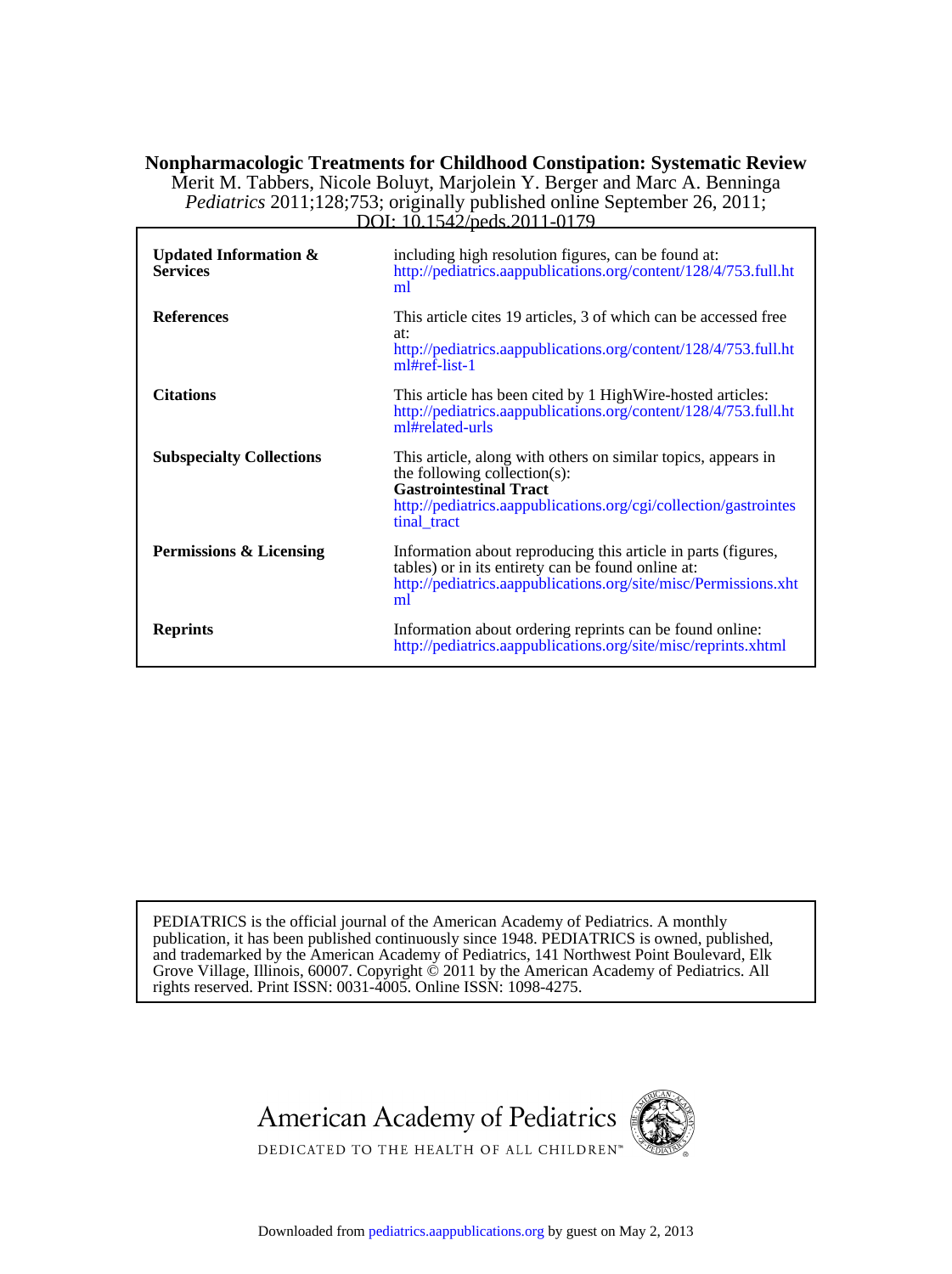**Nonpharmacologic Treatments for Childhood Constipation: Systematic Review**

Merit M. Tabbers, Nicole Boluyt, Marjolein Y. Berger and Marc A. Benninga

*Pediatrics* 2011;128;753; originally published online September 26, 2011;

DOI: 10.1542/peds.2011-0179

| | |
|---|---|
| **Updated Information & Services** | including high resolution figures, can be found at: http://pediatrics.aappublications.org/content/128/4/753.full.html |
| **References** | This article cites 19 articles, 3 of which can be accessed free at: http://pediatrics.aappublications.org/content/128/4/753.full.html#ref-list-1 |
| **Citations** | This article has been cited by 1 HighWire-hosted articles: http://pediatrics.aappublications.org/content/128/4/753.full.html#related-urls |
| **Subspecialty Collections** | This article, along with others on similar topics, appears in the following collection(s): **Gastrointestinal Tract** http://pediatrics.aappublications.org/cgi/collection/gastrointestinal_tract |
| **Permissions & Licensing** | Information about reproducing this article in parts (figures, tables) or in its entirety can be found online at: http://pediatrics.aappublications.org/site/misc/Permissions.xhtml |
| **Reprints** | Information about ordering reprints can be found online: http://pediatrics.aappublications.org/site/misc/reprints.xhtml |

PEDIATRICS is the official journal of the American Academy of Pediatrics. A monthly publication, it has been published continuously since 1948. PEDIATRICS is owned, published, and trademarked by the American Academy of Pediatrics, 141 Northwest Point Boulevard, Elk Grove Village, Illinois, 60007. Copyright © 2011 by the American Academy of Pediatrics. All rights reserved. Print ISSN: 0031-4005. Online ISSN: 1098-4275.

American Academy of Pediatrics

DEDICATED TO THE HEALTH OF ALL CHILDREN™